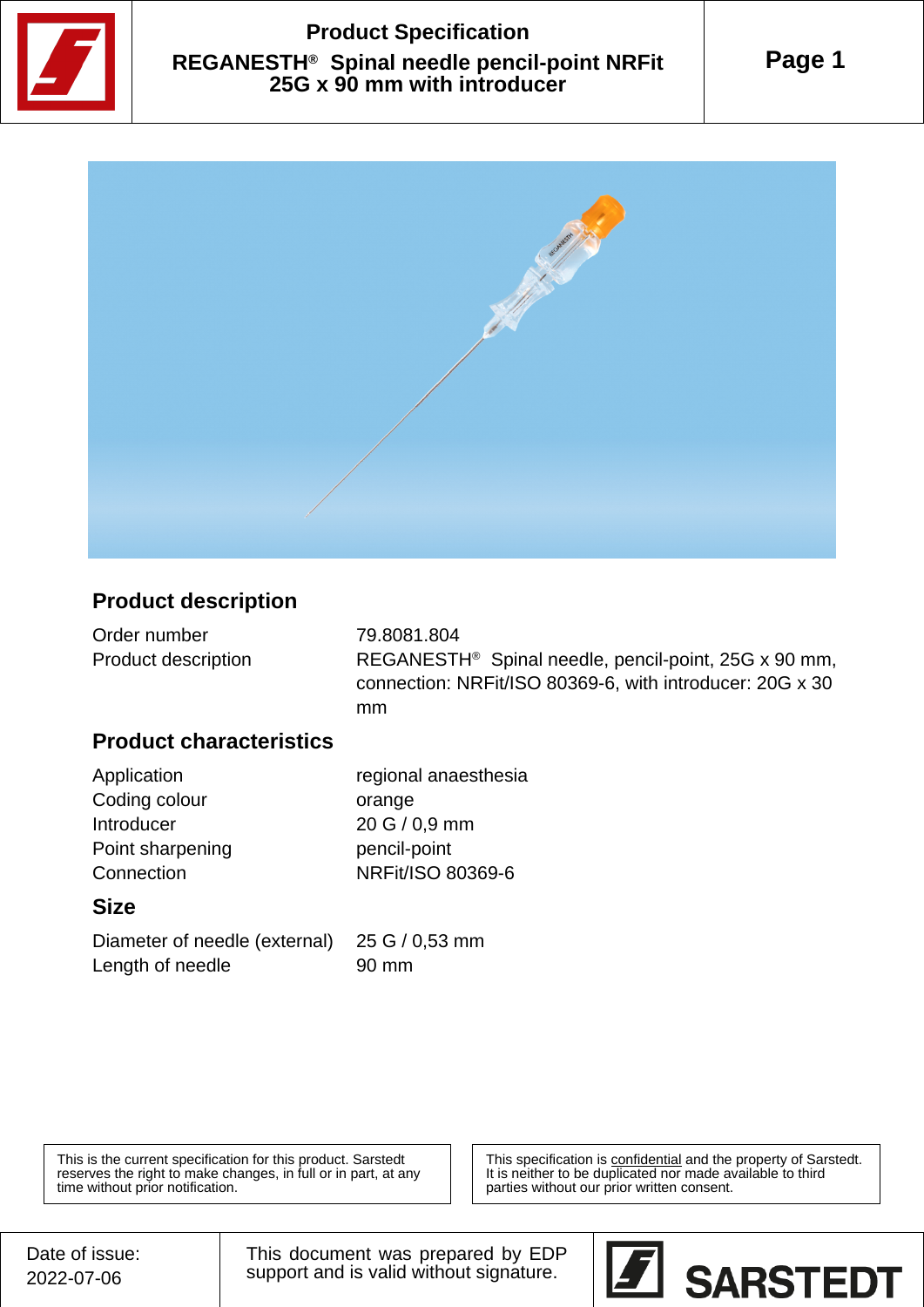# Product Specification

## REGANESTH® Spinal needle pencil-point NRFit 25G x 90 mm with introducer

### Product description

| | |
|---|---|
| Order number | 79.8081.804 |
| Product description | REGANESTH® Spinal needle, pencil-point, 25G x 90 mm, connection: NRFit/ISO 80369-6, with introducer: 20G x 30 mm |

### Product characteristics

| | |
|---|---|
| Application | regional anaesthesia |
| Coding colour | orange |
| Introducer | 20 G / 0,9 mm |
| Point sharpening | pencil-point |
| Connection | NRFit/ISO 80369-6 |

### Size

| | |
|---|---|
| Diameter of needle (external) | 25 G / 0,53 mm |
| Length of needle | 90 mm |

This is the current specification for this product. Sarstedt reserves the right to make changes, in full or in part, at any time without prior notification.

This specification is confidential and the property of Sarstedt. It is neither to be duplicated nor made available to third parties without our prior written consent.

Date of issue: 2022-07-06

This document was prepared by EDP support and is valid without signature.

SARSTEDT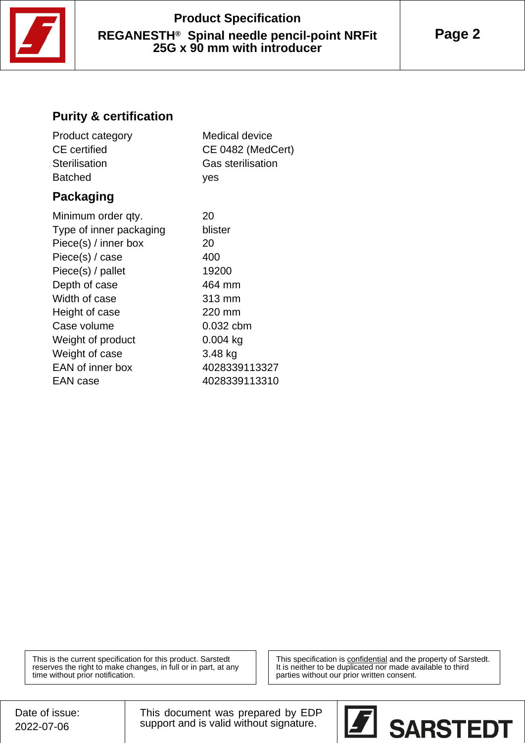## Purity & certification

| | |
|---|---|
| Product category | Medical device |
| CE certified | CE 0482 (MedCert) |
| Sterilisation | Gas sterilisation |
| Batched | yes |

## Packaging

| | |
|---|---|
| Minimum order qty. | 20 |
| Type of inner packaging | blister |
| Piece(s) / inner box | 20 |
| Piece(s) / case | 400 |
| Piece(s) / pallet | 19200 |
| Depth of case | 464 mm |
| Width of case | 313 mm |
| Height of case | 220 mm |
| Case volume | 0.032 cbm |
| Weight of product | 0.004 kg |
| Weight of case | 3.48 kg |
| EAN of inner box | 4028339113327 |
| EAN case | 4028339113310 |

This is the current specification for this product. Sarstedt reserves the right to make changes, in full or in part, at any time without prior notification.

This specification is confidential and the property of Sarstedt. It is neither to be duplicated nor made available to third parties without our prior written consent.

Date of issue:
2022-07-06

This document was prepared by EDP support and is valid without signature.